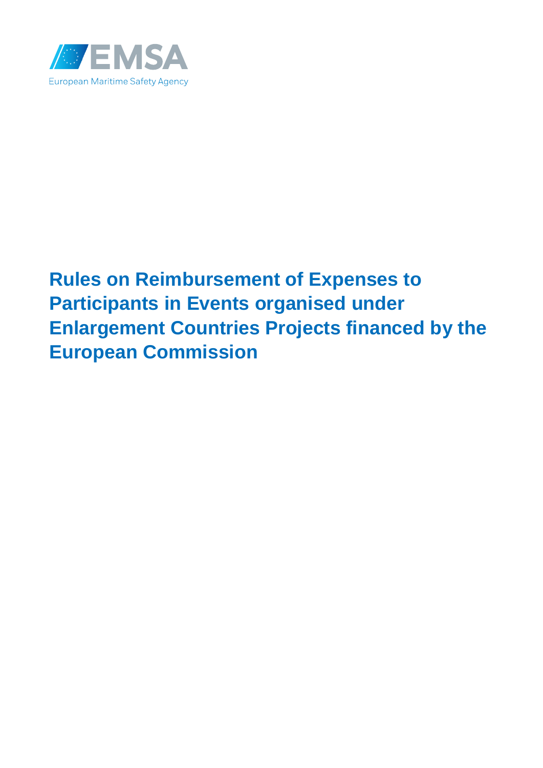EMSA

European Maritime Safety Agency

# Rules on Reimbursement of Expenses to Participants in Events organised under Enlargement Countries Projects financed by the European Commission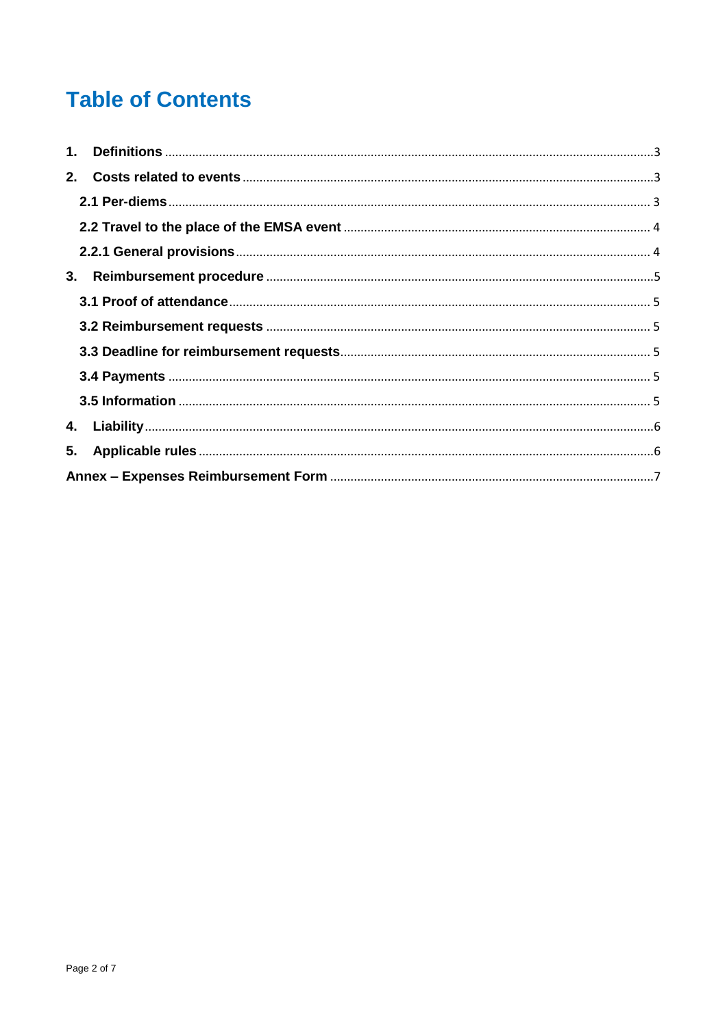# Table of Contents

1. **Definitions** ........ 3
2. **Costs related to events** ........ 3
   - **2.1 Per-diems** ........ 3
   - **2.2 Travel to the place of the EMSA event** ........ 4
   - **2.2.1 General provisions** ........ 4
3. **Reimbursement procedure** ........ 5
   - **3.1 Proof of attendance** ........ 5
   - **3.2 Reimbursement requests** ........ 5
   - **3.3 Deadline for reimbursement requests** ........ 5
   - **3.4 Payments** ........ 5
   - **3.5 Information** ........ 5
4. **Liability** ........ 6
5. **Applicable rules** ........ 6

**Annex – Expenses Reimbursement Form** ........ 7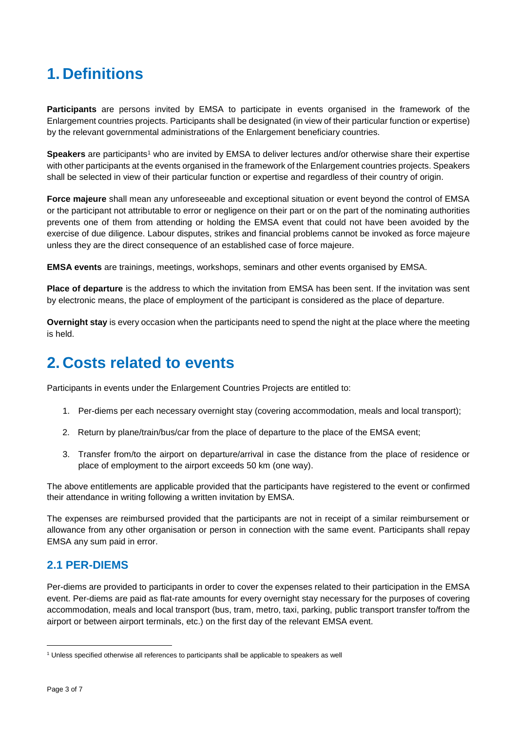# 1. Definitions

**Participants** are persons invited by EMSA to participate in events organised in the framework of the Enlargement countries projects. Participants shall be designated (in view of their particular function or expertise) by the relevant governmental administrations of the Enlargement beneficiary countries.

**Speakers** are participants[1] who are invited by EMSA to deliver lectures and/or otherwise share their expertise with other participants at the events organised in the framework of the Enlargement countries projects. Speakers shall be selected in view of their particular function or expertise and regardless of their country of origin.

**Force majeure** shall mean any unforeseeable and exceptional situation or event beyond the control of EMSA or the participant not attributable to error or negligence on their part or on the part of the nominating authorities prevents one of them from attending or holding the EMSA event that could not have been avoided by the exercise of due diligence. Labour disputes, strikes and financial problems cannot be invoked as force majeure unless they are the direct consequence of an established case of force majeure.

**EMSA events** are trainings, meetings, workshops, seminars and other events organised by EMSA.

**Place of departure** is the address to which the invitation from EMSA has been sent. If the invitation was sent by electronic means, the place of employment of the participant is considered as the place of departure.

**Overnight stay** is every occasion when the participants need to spend the night at the place where the meeting is held.

# 2. Costs related to events

Participants in events under the Enlargement Countries Projects are entitled to:

1. Per-diems per each necessary overnight stay (covering accommodation, meals and local transport);
2. Return by plane/train/bus/car from the place of departure to the place of the EMSA event;
3. Transfer from/to the airport on departure/arrival in case the distance from the place of residence or place of employment to the airport exceeds 50 km (one way).

The above entitlements are applicable provided that the participants have registered to the event or confirmed their attendance in writing following a written invitation by EMSA.

The expenses are reimbursed provided that the participants are not in receipt of a similar reimbursement or allowance from any other organisation or person in connection with the same event. Participants shall repay EMSA any sum paid in error.

## 2.1 PER-DIEMS

Per-diems are provided to participants in order to cover the expenses related to their participation in the EMSA event. Per-diems are paid as flat-rate amounts for every overnight stay necessary for the purposes of covering accommodation, meals and local transport (bus, tram, metro, taxi, parking, public transport transfer to/from the airport or between airport terminals, etc.) on the first day of the relevant EMSA event.

[1] Unless specified otherwise all references to participants shall be applicable to speakers as well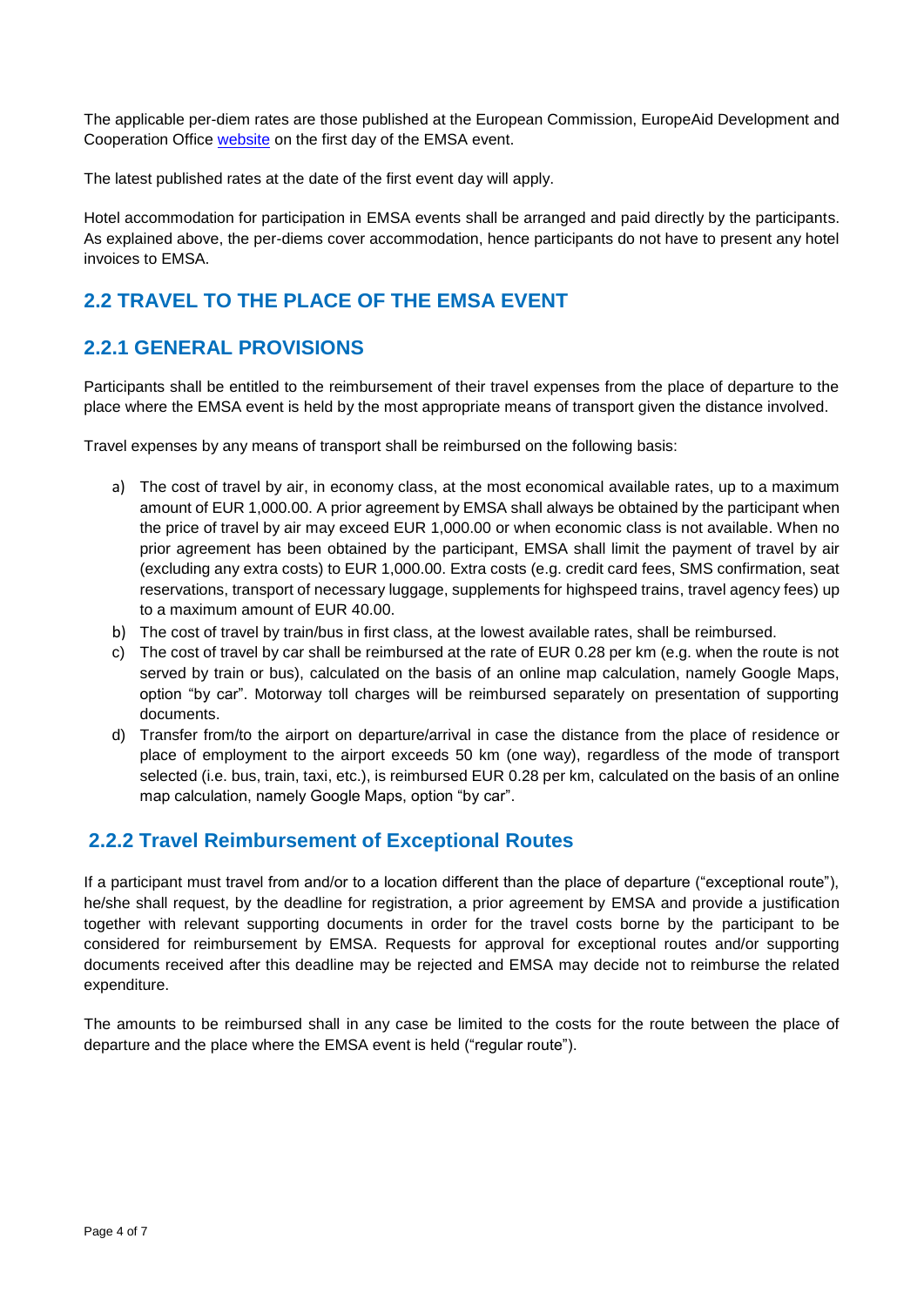The applicable per-diem rates are those published at the European Commission, EuropeAid Development and Cooperation Office website on the first day of the EMSA event.

The latest published rates at the date of the first event day will apply.

Hotel accommodation for participation in EMSA events shall be arranged and paid directly by the participants. As explained above, the per-diems cover accommodation, hence participants do not have to present any hotel invoices to EMSA.

## 2.2 TRAVEL TO THE PLACE OF THE EMSA EVENT

### 2.2.1 GENERAL PROVISIONS

Participants shall be entitled to the reimbursement of their travel expenses from the place of departure to the place where the EMSA event is held by the most appropriate means of transport given the distance involved.

Travel expenses by any means of transport shall be reimbursed on the following basis:

a) The cost of travel by air, in economy class, at the most economical available rates, up to a maximum amount of EUR 1,000.00. A prior agreement by EMSA shall always be obtained by the participant when the price of travel by air may exceed EUR 1,000.00 or when economic class is not available. When no prior agreement has been obtained by the participant, EMSA shall limit the payment of travel by air (excluding any extra costs) to EUR 1,000.00. Extra costs (e.g. credit card fees, SMS confirmation, seat reservations, transport of necessary luggage, supplements for highspeed trains, travel agency fees) up to a maximum amount of EUR 40.00.
b) The cost of travel by train/bus in first class, at the lowest available rates, shall be reimbursed.
c) The cost of travel by car shall be reimbursed at the rate of EUR 0.28 per km (e.g. when the route is not served by train or bus), calculated on the basis of an online map calculation, namely Google Maps, option "by car". Motorway toll charges will be reimbursed separately on presentation of supporting documents.
d) Transfer from/to the airport on departure/arrival in case the distance from the place of residence or place of employment to the airport exceeds 50 km (one way), regardless of the mode of transport selected (i.e. bus, train, taxi, etc.), is reimbursed EUR 0.28 per km, calculated on the basis of an online map calculation, namely Google Maps, option "by car".

### 2.2.2 Travel Reimbursement of Exceptional Routes

If a participant must travel from and/or to a location different than the place of departure ("exceptional route"), he/she shall request, by the deadline for registration, a prior agreement by EMSA and provide a justification together with relevant supporting documents in order for the travel costs borne by the participant to be considered for reimbursement by EMSA. Requests for approval for exceptional routes and/or supporting documents received after this deadline may be rejected and EMSA may decide not to reimburse the related expenditure.

The amounts to be reimbursed shall in any case be limited to the costs for the route between the place of departure and the place where the EMSA event is held ("regular route").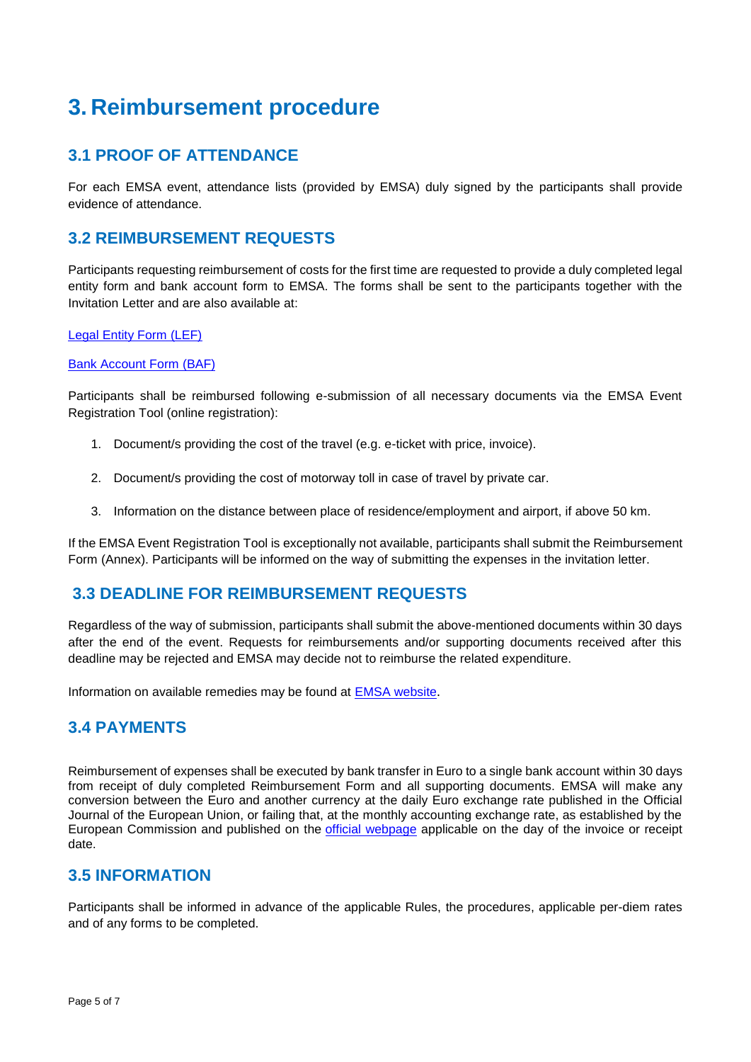# 3. Reimbursement procedure

## 3.1 PROOF OF ATTENDANCE

For each EMSA event, attendance lists (provided by EMSA) duly signed by the participants shall provide evidence of attendance.

## 3.2 REIMBURSEMENT REQUESTS

Participants requesting reimbursement of costs for the first time are requested to provide a duly completed legal entity form and bank account form to EMSA. The forms shall be sent to the participants together with the Invitation Letter and are also available at:

Legal Entity Form (LEF)

Bank Account Form (BAF)

Participants shall be reimbursed following e-submission of all necessary documents via the EMSA Event Registration Tool (online registration):

1. Document/s providing the cost of the travel (e.g. e-ticket with price, invoice).
2. Document/s providing the cost of motorway toll in case of travel by private car.
3. Information on the distance between place of residence/employment and airport, if above 50 km.

If the EMSA Event Registration Tool is exceptionally not available, participants shall submit the Reimbursement Form (Annex). Participants will be informed on the way of submitting the expenses in the invitation letter.

## 3.3 DEADLINE FOR REIMBURSEMENT REQUESTS

Regardless of the way of submission, participants shall submit the above-mentioned documents within 30 days after the end of the event. Requests for reimbursements and/or supporting documents received after this deadline may be rejected and EMSA may decide not to reimburse the related expenditure.

Information on available remedies may be found at EMSA website.

## 3.4 PAYMENTS

Reimbursement of expenses shall be executed by bank transfer in Euro to a single bank account within 30 days from receipt of duly completed Reimbursement Form and all supporting documents. EMSA will make any conversion between the Euro and another currency at the daily Euro exchange rate published in the Official Journal of the European Union, or failing that, at the monthly accounting exchange rate, as established by the European Commission and published on the official webpage applicable on the day of the invoice or receipt date.

## 3.5 INFORMATION

Participants shall be informed in advance of the applicable Rules, the procedures, applicable per-diem rates and of any forms to be completed.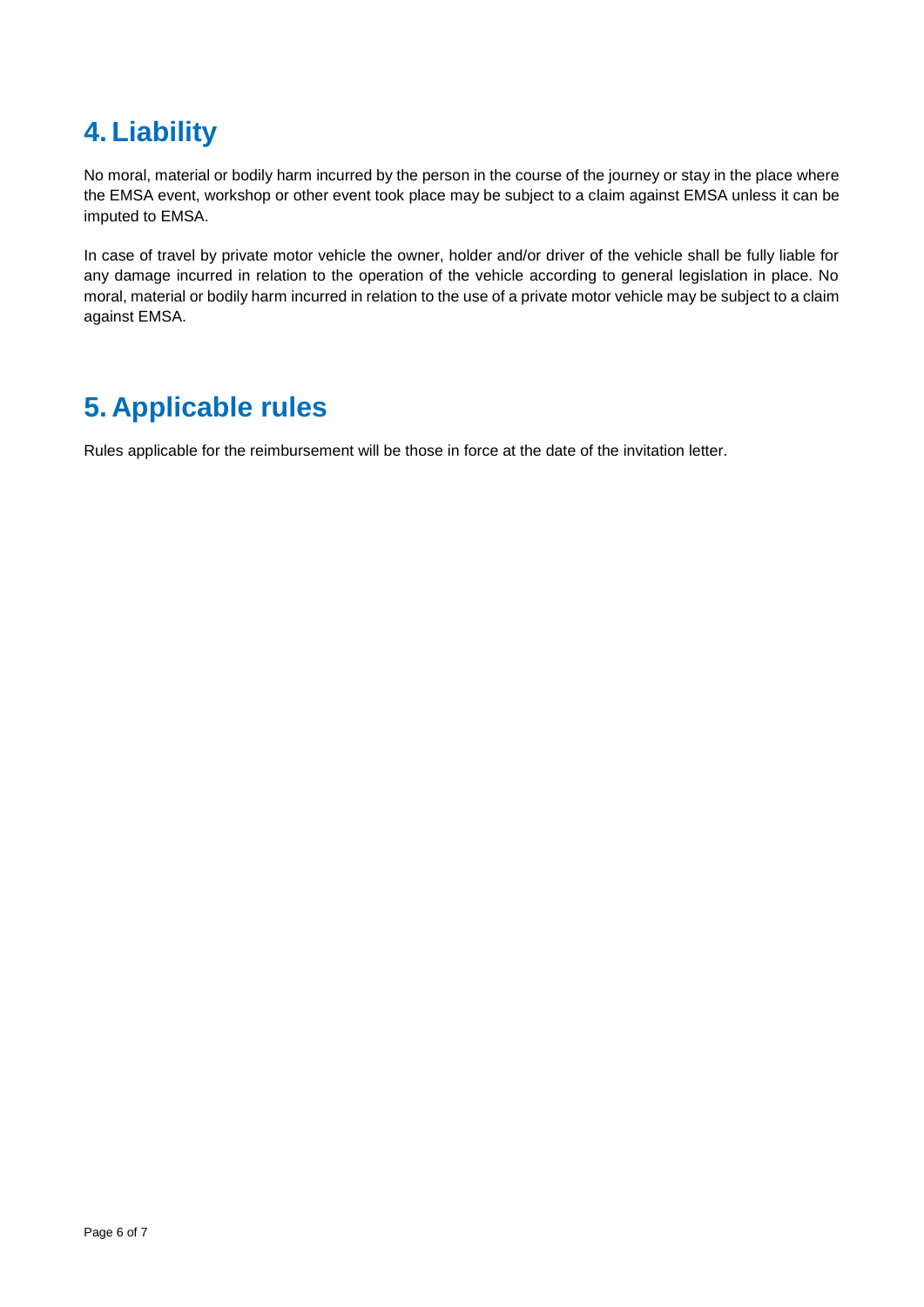## 4. Liability

No moral, material or bodily harm incurred by the person in the course of the journey or stay in the place where the EMSA event, workshop or other event took place may be subject to a claim against EMSA unless it can be imputed to EMSA.

In case of travel by private motor vehicle the owner, holder and/or driver of the vehicle shall be fully liable for any damage incurred in relation to the operation of the vehicle according to general legislation in place. No moral, material or bodily harm incurred in relation to the use of a private motor vehicle may be subject to a claim against EMSA.

## 5. Applicable rules

Rules applicable for the reimbursement will be those in force at the date of the invitation letter.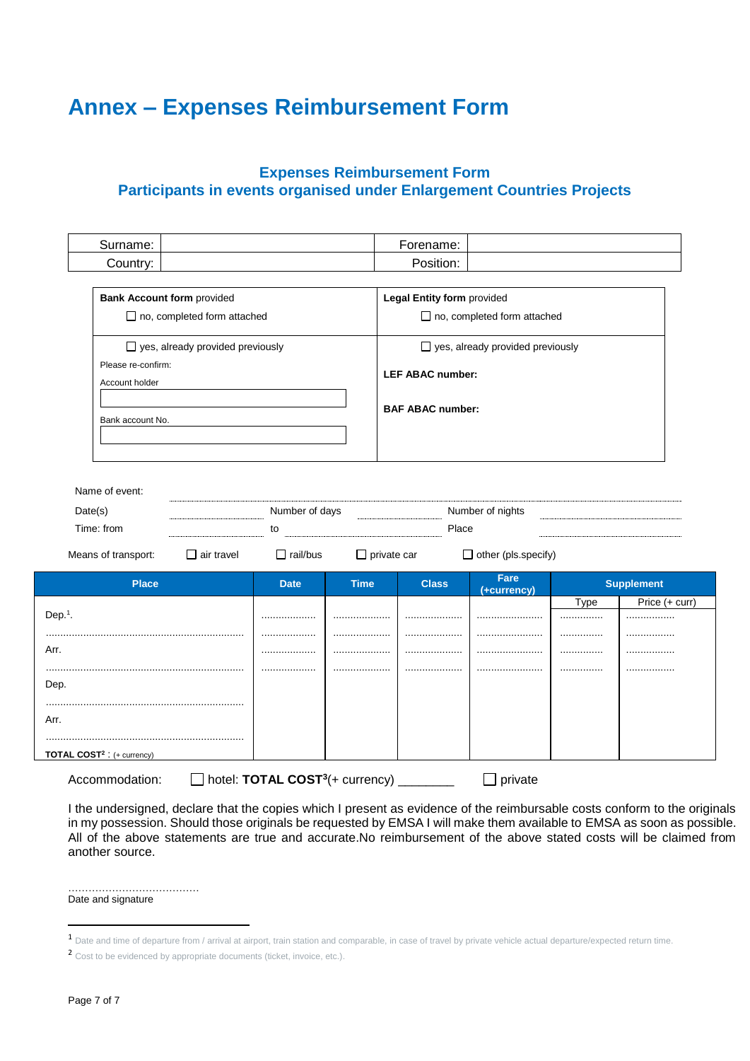# Annex – Expenses Reimbursement Form

## Expenses Reimbursement Form
## Participants in events organised under Enlargement Countries Projects

| | | | |
|---|---|---|---|
| Surname: | | Forename: | |
| Country: | | Position: | |

| | |
|---|---|
| **Bank Account form** provided<br>☐ no, completed form attached | **Legal Entity form** provided<br>☐ no, completed form attached |
| ☐ yes, already provided previously<br>Please re-confirm:<br>Account holder<br>[ ]<br>Bank account No.<br>[ ] | ☐ yes, already provided previously<br>**LEF ABAC number:**<br>**BAF ABAC number:** |

Name of event: ..............................

Date(s) .................. Number of days .................. Number of nights ..................

Time: from .................. to .................. Place ..................

Means of transport: ☐ air travel ☐ rail/bus ☐ private car ☐ other (pls.specify)

| Place | Date | Time | Class | Fare (+currency) | Supplement | |
|---|---|---|---|---|---|---|
| | | | | | Type | Price (+ curr) |
| Dep.[1] | .................. | .................. | .................. | .................. | .............. | .............. |
| .................................................. | .................. | .................. | .................. | .................. | .............. | .............. |
| Arr. | .................. | .................. | .................. | .................. | .............. | .............. |
| .................................................. | .................. | .................. | .................. | .................. | .............. | .............. |
| Dep. | | | | | | |
| .................................................. | | | | | | |
| Arr. | | | | | | |
| .................................................. | | | | | | |
| **TOTAL COST**[2] : (+ currency) | | | | | | |

Accommodation: ☐ hotel: **TOTAL COST**[3](+ currency) ________ ☐ private

I the undersigned, declare that the copies which I present as evidence of the reimbursable costs conform to the originals in my possession. Should those originals be requested by EMSA I will make them available to EMSA as soon as possible. All of the above statements are true and accurate.No reimbursement of the above stated costs will be claimed from another source.

……………………………….

Date and signature

---

[1] Date and time of departure from / arrival at airport, train station and comparable, in case of travel by private vehicle actual departure/expected return time.

[2] Cost to be evidenced by appropriate documents (ticket, invoice, etc.).